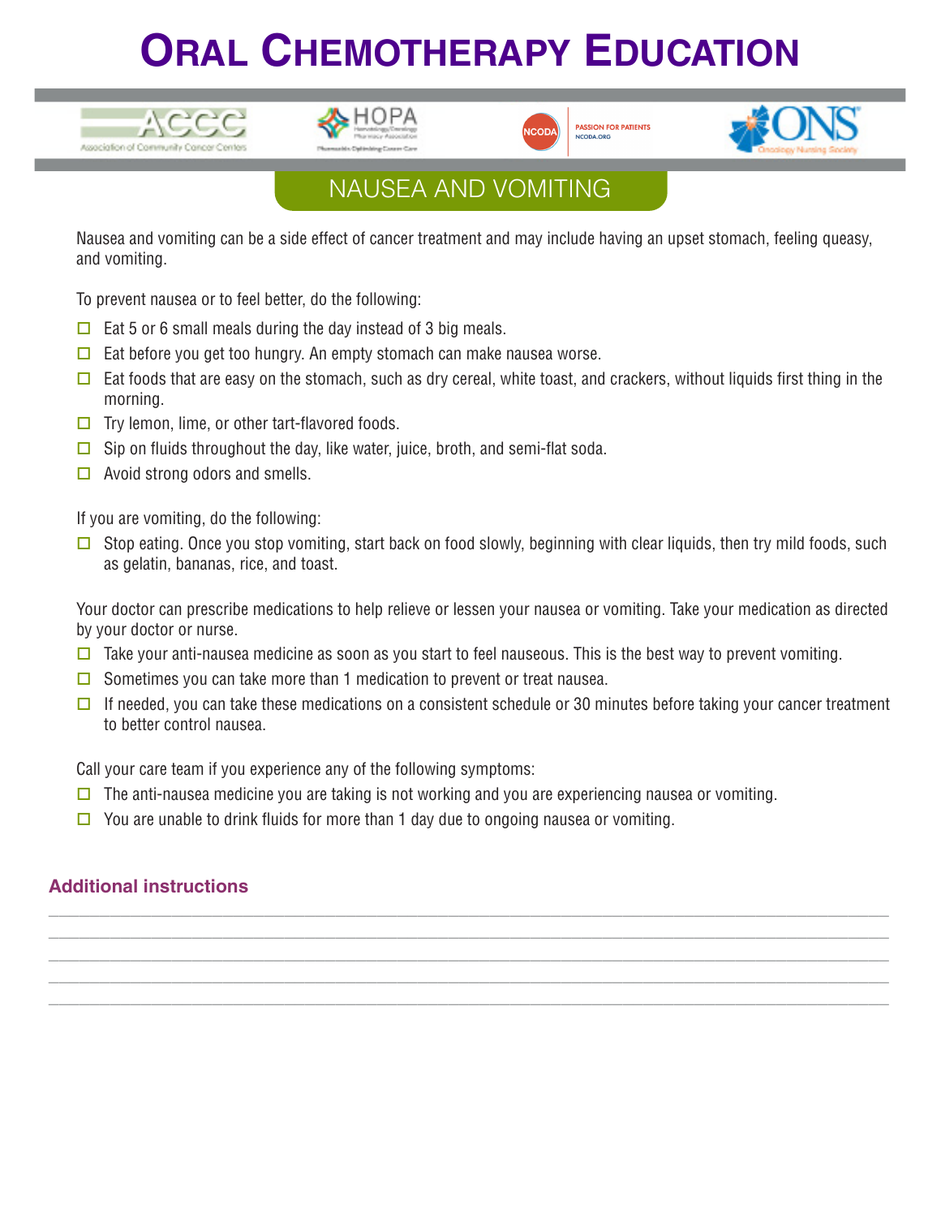# Oral Chemotherapy Education

## NAUSEA AND VOMITING

Nausea and vomiting can be a side effect of cancer treatment and may include having an upset stomach, feeling queasy, and vomiting.

To prevent nausea or to feel better, do the following:

- ☐ Eat 5 or 6 small meals during the day instead of 3 big meals.
- ☐ Eat before you get too hungry. An empty stomach can make nausea worse.
- ☐ Eat foods that are easy on the stomach, such as dry cereal, white toast, and crackers, without liquids first thing in the morning.
- ☐ Try lemon, lime, or other tart-flavored foods.
- ☐ Sip on fluids throughout the day, like water, juice, broth, and semi-flat soda.
- ☐ Avoid strong odors and smells.

If you are vomiting, do the following:

- ☐ Stop eating. Once you stop vomiting, start back on food slowly, beginning with clear liquids, then try mild foods, such as gelatin, bananas, rice, and toast.

Your doctor can prescribe medications to help relieve or lessen your nausea or vomiting. Take your medication as directed by your doctor or nurse.

- ☐ Take your anti-nausea medicine as soon as you start to feel nauseous. This is the best way to prevent vomiting.
- ☐ Sometimes you can take more than 1 medication to prevent or treat nausea.
- ☐ If needed, you can take these medications on a consistent schedule or 30 minutes before taking your cancer treatment to better control nausea.

Call your care team if you experience any of the following symptoms:

- ☐ The anti-nausea medicine you are taking is not working and you are experiencing nausea or vomiting.
- ☐ You are unable to drink fluids for more than 1 day due to ongoing nausea or vomiting.

### Additional instructions

______________________________________________________________________

______________________________________________________________________

______________________________________________________________________

______________________________________________________________________

______________________________________________________________________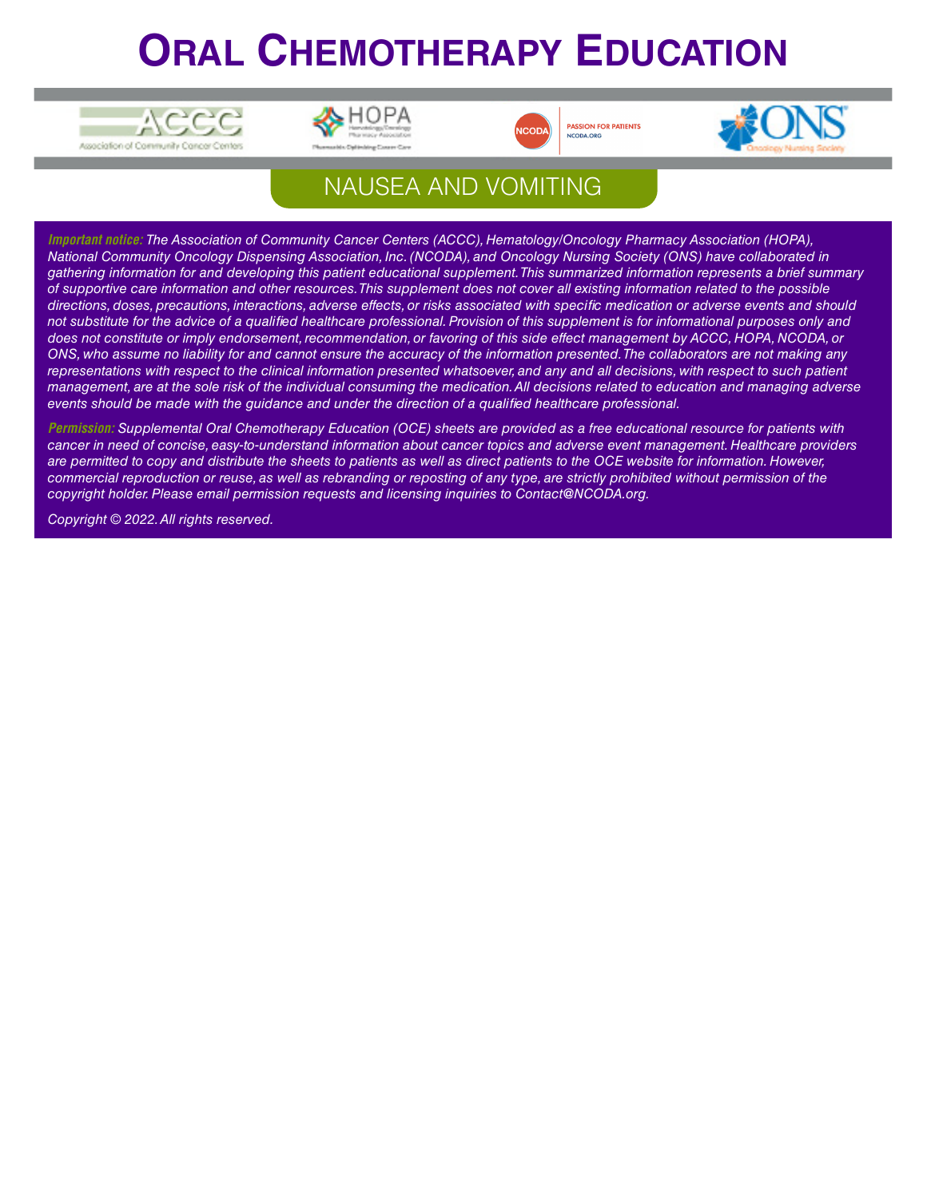# Oral Chemotherapy Education

ACCC Association of Community Cancer Centers

HOPA Hematology/Oncology Pharmacy Association — Pharmacists Optimizing Cancer Care

NCODA PASSION FOR PATIENTS NCODA.ORG

ONS Oncology Nursing Society

## NAUSEA AND VOMITING

***Important notice:*** *The Association of Community Cancer Centers (ACCC), Hematology/Oncology Pharmacy Association (HOPA), National Community Oncology Dispensing Association, Inc. (NCODA), and Oncology Nursing Society (ONS) have collaborated in gathering information for and developing this patient educational supplement. This summarized information represents a brief summary of supportive care information and other resources. This supplement does not cover all existing information related to the possible directions, doses, precautions, interactions, adverse effects, or risks associated with specific medication or adverse events and should not substitute for the advice of a qualified healthcare professional. Provision of this supplement is for informational purposes only and does not constitute or imply endorsement, recommendation, or favoring of this side effect management by ACCC, HOPA, NCODA, or ONS, who assume no liability for and cannot ensure the accuracy of the information presented. The collaborators are not making any representations with respect to the clinical information presented whatsoever, and any and all decisions, with respect to such patient management, are at the sole risk of the individual consuming the medication. All decisions related to education and managing adverse events should be made with the guidance and under the direction of a qualified healthcare professional.*

***Permission:*** *Supplemental Oral Chemotherapy Education (OCE) sheets are provided as a free educational resource for patients with cancer in need of concise, easy-to-understand information about cancer topics and adverse event management. Healthcare providers are permitted to copy and distribute the sheets to patients as well as direct patients to the OCE website for information. However, commercial reproduction or reuse, as well as rebranding or reposting of any type, are strictly prohibited without permission of the copyright holder. Please email permission requests and licensing inquiries to Contact@NCODA.org.*

*Copyright © 2022. All rights reserved.*